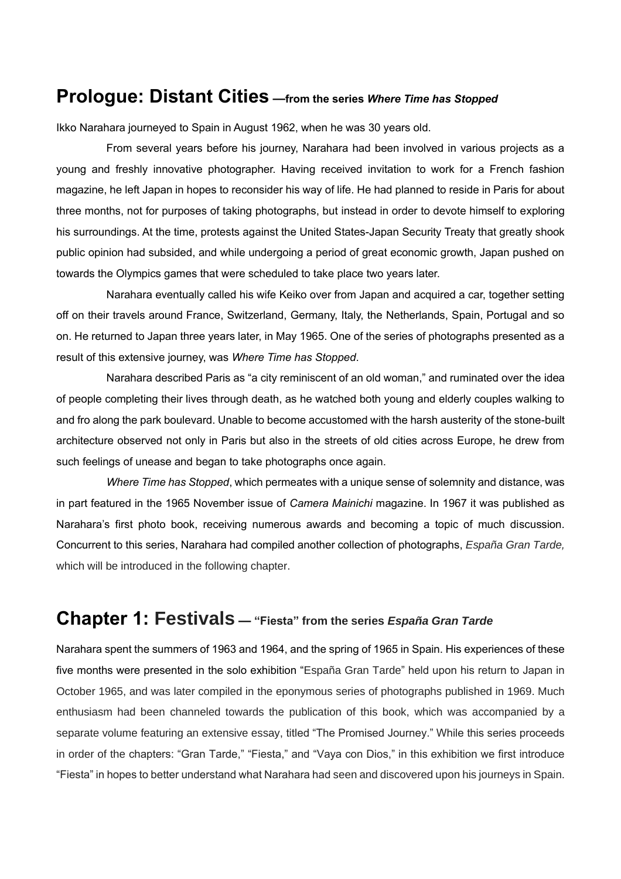## Prologue: Distant Cities —from the series *Where Time has Stopped*

Ikko Narahara journeyed to Spain in August 1962, when he was 30 years old.

From several years before his journey, Narahara had been involved in various projects as a young and freshly innovative photographer. Having received invitation to work for a French fashion magazine, he left Japan in hopes to reconsider his way of life. He had planned to reside in Paris for about three months, not for purposes of taking photographs, but instead in order to devote himself to exploring his surroundings. At the time, protests against the United States-Japan Security Treaty that greatly shook public opinion had subsided, and while undergoing a period of great economic growth, Japan pushed on towards the Olympics games that were scheduled to take place two years later.

Narahara eventually called his wife Keiko over from Japan and acquired a car, together setting off on their travels around France, Switzerland, Germany, Italy, the Netherlands, Spain, Portugal and so on. He returned to Japan three years later, in May 1965. One of the series of photographs presented as a result of this extensive journey, was *Where Time has Stopped*.

Narahara described Paris as "a city reminiscent of an old woman," and ruminated over the idea of people completing their lives through death, as he watched both young and elderly couples walking to and fro along the park boulevard. Unable to become accustomed with the harsh austerity of the stone-built architecture observed not only in Paris but also in the streets of old cities across Europe, he drew from such feelings of unease and began to take photographs once again.

*Where Time has Stopped*, which permeates with a unique sense of solemnity and distance, was in part featured in the 1965 November issue of *Camera Mainichi* magazine. In 1967 it was published as Narahara's first photo book, receiving numerous awards and becoming a topic of much discussion. Concurrent to this series, Narahara had compiled another collection of photographs, *España Gran Tarde,* which will be introduced in the following chapter.

## Chapter 1: Festivals — "Fiesta" from the series *España Gran Tarde*

Narahara spent the summers of 1963 and 1964, and the spring of 1965 in Spain. His experiences of these five months were presented in the solo exhibition "España Gran Tarde" held upon his return to Japan in October 1965, and was later compiled in the eponymous series of photographs published in 1969. Much enthusiasm had been channeled towards the publication of this book, which was accompanied by a separate volume featuring an extensive essay, titled "The Promised Journey." While this series proceeds in order of the chapters: "Gran Tarde," "Fiesta," and "Vaya con Dios," in this exhibition we first introduce "Fiesta" in hopes to better understand what Narahara had seen and discovered upon his journeys in Spain.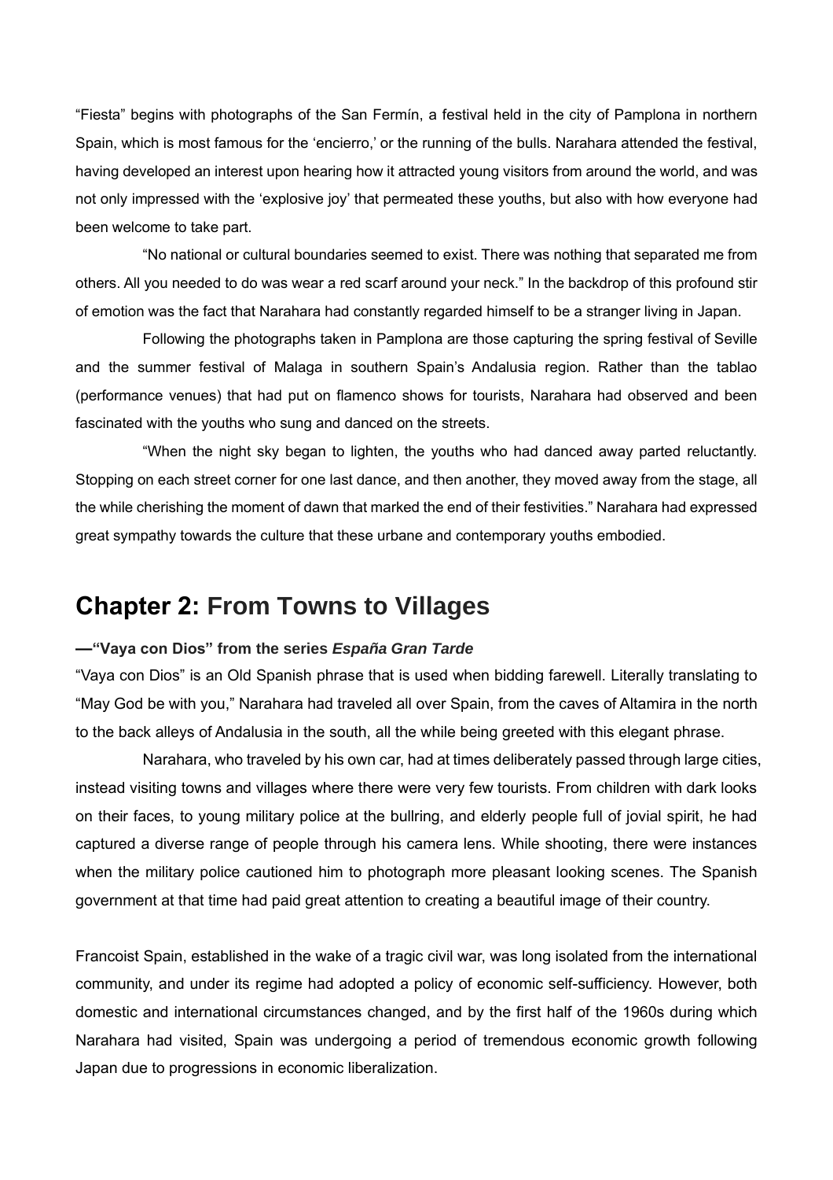“Fiesta” begins with photographs of the San Fermín, a festival held in the city of Pamplona in northern Spain, which is most famous for the ‘encierro,’ or the running of the bulls. Narahara attended the festival, having developed an interest upon hearing how it attracted young visitors from around the world, and was not only impressed with the ‘explosive joy’ that permeated these youths, but also with how everyone had been welcome to take part.

“No national or cultural boundaries seemed to exist. There was nothing that separated me from others. All you needed to do was wear a red scarf around your neck.” In the backdrop of this profound stir of emotion was the fact that Narahara had constantly regarded himself to be a stranger living in Japan.

Following the photographs taken in Pamplona are those capturing the spring festival of Seville and the summer festival of Malaga in southern Spain’s Andalusia region. Rather than the tablao (performance venues) that had put on flamenco shows for tourists, Narahara had observed and been fascinated with the youths who sung and danced on the streets.

“When the night sky began to lighten, the youths who had danced away parted reluctantly. Stopping on each street corner for one last dance, and then another, they moved away from the stage, all the while cherishing the moment of dawn that marked the end of their festivities.” Narahara had expressed great sympathy towards the culture that these urbane and contemporary youths embodied.

## Chapter 2: From Towns to Villages

**—“Vaya con Dios” from the series *España Gran Tarde***

“Vaya con Dios” is an Old Spanish phrase that is used when bidding farewell. Literally translating to “May God be with you,” Narahara had traveled all over Spain, from the caves of Altamira in the north to the back alleys of Andalusia in the south, all the while being greeted with this elegant phrase.

Narahara, who traveled by his own car, had at times deliberately passed through large cities, instead visiting towns and villages where there were very few tourists. From children with dark looks on their faces, to young military police at the bullring, and elderly people full of jovial spirit, he had captured a diverse range of people through his camera lens. While shooting, there were instances when the military police cautioned him to photograph more pleasant looking scenes. The Spanish government at that time had paid great attention to creating a beautiful image of their country.

Francoist Spain, established in the wake of a tragic civil war, was long isolated from the international community, and under its regime had adopted a policy of economic self-sufficiency. However, both domestic and international circumstances changed, and by the first half of the 1960s during which Narahara had visited, Spain was undergoing a period of tremendous economic growth following Japan due to progressions in economic liberalization.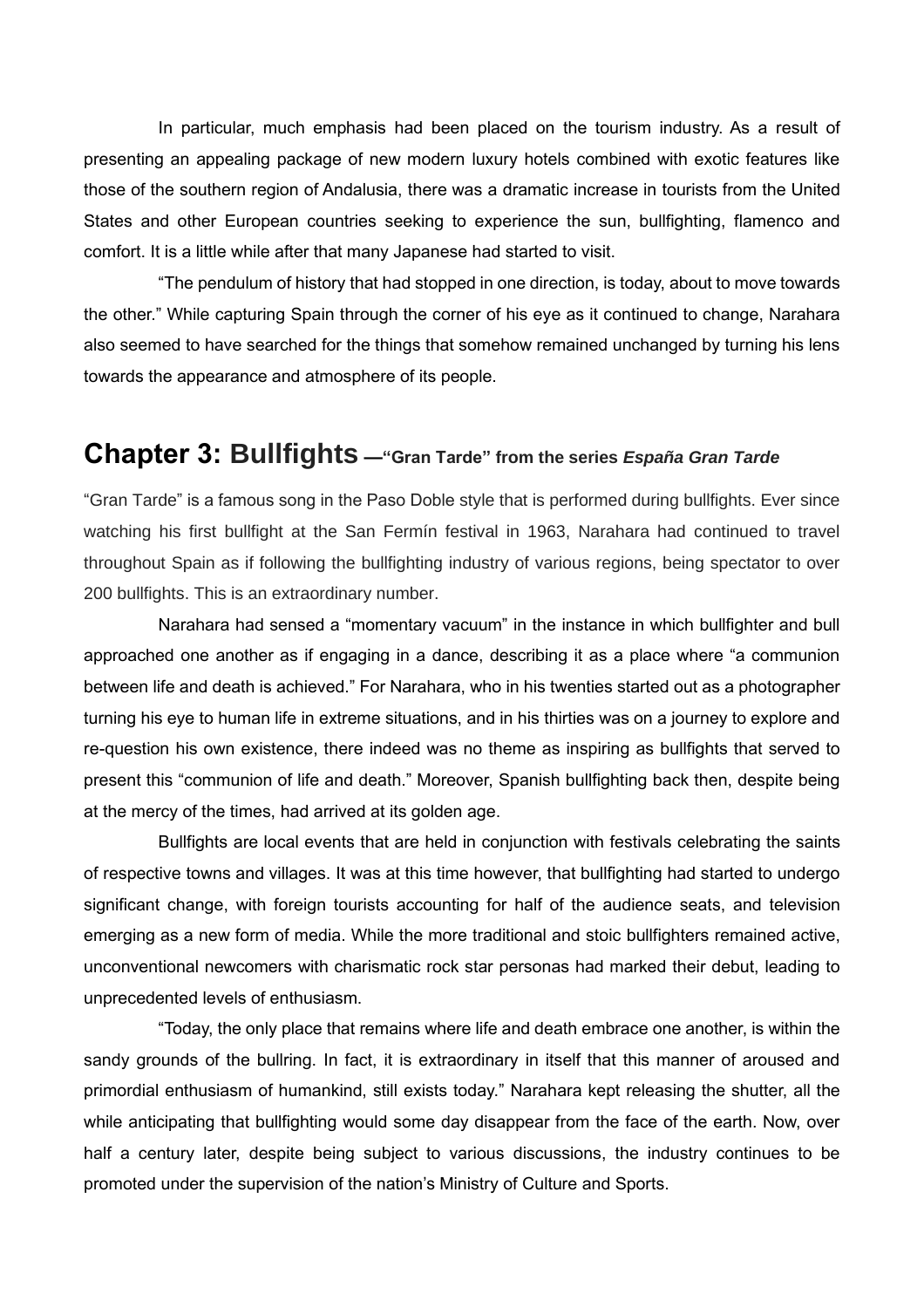In particular, much emphasis had been placed on the tourism industry. As a result of presenting an appealing package of new modern luxury hotels combined with exotic features like those of the southern region of Andalusia, there was a dramatic increase in tourists from the United States and other European countries seeking to experience the sun, bullfighting, flamenco and comfort. It is a little while after that many Japanese had started to visit.

"The pendulum of history that had stopped in one direction, is today, about to move towards the other." While capturing Spain through the corner of his eye as it continued to change, Narahara also seemed to have searched for the things that somehow remained unchanged by turning his lens towards the appearance and atmosphere of its people.

## Chapter 3: Bullfights —"Gran Tarde" from the series *España Gran Tarde*

"Gran Tarde" is a famous song in the Paso Doble style that is performed during bullfights. Ever since watching his first bullfight at the San Fermín festival in 1963, Narahara had continued to travel throughout Spain as if following the bullfighting industry of various regions, being spectator to over 200 bullfights. This is an extraordinary number.

Narahara had sensed a "momentary vacuum" in the instance in which bullfighter and bull approached one another as if engaging in a dance, describing it as a place where "a communion between life and death is achieved." For Narahara, who in his twenties started out as a photographer turning his eye to human life in extreme situations, and in his thirties was on a journey to explore and re-question his own existence, there indeed was no theme as inspiring as bullfights that served to present this "communion of life and death." Moreover, Spanish bullfighting back then, despite being at the mercy of the times, had arrived at its golden age.

Bullfights are local events that are held in conjunction with festivals celebrating the saints of respective towns and villages. It was at this time however, that bullfighting had started to undergo significant change, with foreign tourists accounting for half of the audience seats, and television emerging as a new form of media. While the more traditional and stoic bullfighters remained active, unconventional newcomers with charismatic rock star personas had marked their debut, leading to unprecedented levels of enthusiasm.

"Today, the only place that remains where life and death embrace one another, is within the sandy grounds of the bullring. In fact, it is extraordinary in itself that this manner of aroused and primordial enthusiasm of humankind, still exists today." Narahara kept releasing the shutter, all the while anticipating that bullfighting would some day disappear from the face of the earth. Now, over half a century later, despite being subject to various discussions, the industry continues to be promoted under the supervision of the nation's Ministry of Culture and Sports.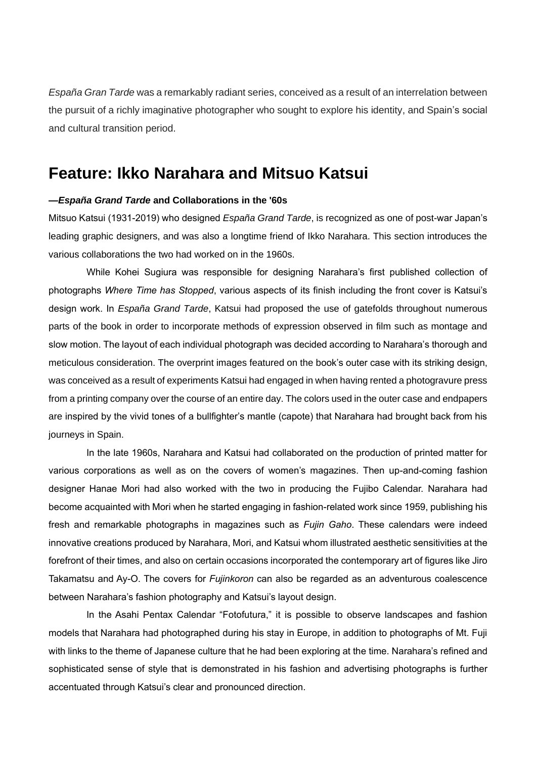*España Gran Tarde* was a remarkably radiant series, conceived as a result of an interrelation between the pursuit of a richly imaginative photographer who sought to explore his identity, and Spain's social and cultural transition period.

## Feature: Ikko Narahara and Mitsuo Katsui

**—*España Grand Tarde* and Collaborations in the '60s**

Mitsuo Katsui (1931-2019) who designed *España Grand Tarde*, is recognized as one of post-war Japan's leading graphic designers, and was also a longtime friend of Ikko Narahara. This section introduces the various collaborations the two had worked on in the 1960s.

While Kohei Sugiura was responsible for designing Narahara's first published collection of photographs *Where Time has Stopped*, various aspects of its finish including the front cover is Katsui's design work. In *España Grand Tarde*, Katsui had proposed the use of gatefolds throughout numerous parts of the book in order to incorporate methods of expression observed in film such as montage and slow motion. The layout of each individual photograph was decided according to Narahara's thorough and meticulous consideration. The overprint images featured on the book's outer case with its striking design, was conceived as a result of experiments Katsui had engaged in when having rented a photogravure press from a printing company over the course of an entire day. The colors used in the outer case and endpapers are inspired by the vivid tones of a bullfighter's mantle (capote) that Narahara had brought back from his journeys in Spain.

In the late 1960s, Narahara and Katsui had collaborated on the production of printed matter for various corporations as well as on the covers of women's magazines. Then up-and-coming fashion designer Hanae Mori had also worked with the two in producing the Fujibo Calendar. Narahara had become acquainted with Mori when he started engaging in fashion-related work since 1959, publishing his fresh and remarkable photographs in magazines such as *Fujin Gaho*. These calendars were indeed innovative creations produced by Narahara, Mori, and Katsui whom illustrated aesthetic sensitivities at the forefront of their times, and also on certain occasions incorporated the contemporary art of figures like Jiro Takamatsu and Ay-O. The covers for *Fujinkoron* can also be regarded as an adventurous coalescence between Narahara's fashion photography and Katsui's layout design.

In the Asahi Pentax Calendar "Fotofutura," it is possible to observe landscapes and fashion models that Narahara had photographed during his stay in Europe, in addition to photographs of Mt. Fuji with links to the theme of Japanese culture that he had been exploring at the time. Narahara's refined and sophisticated sense of style that is demonstrated in his fashion and advertising photographs is further accentuated through Katsui's clear and pronounced direction.